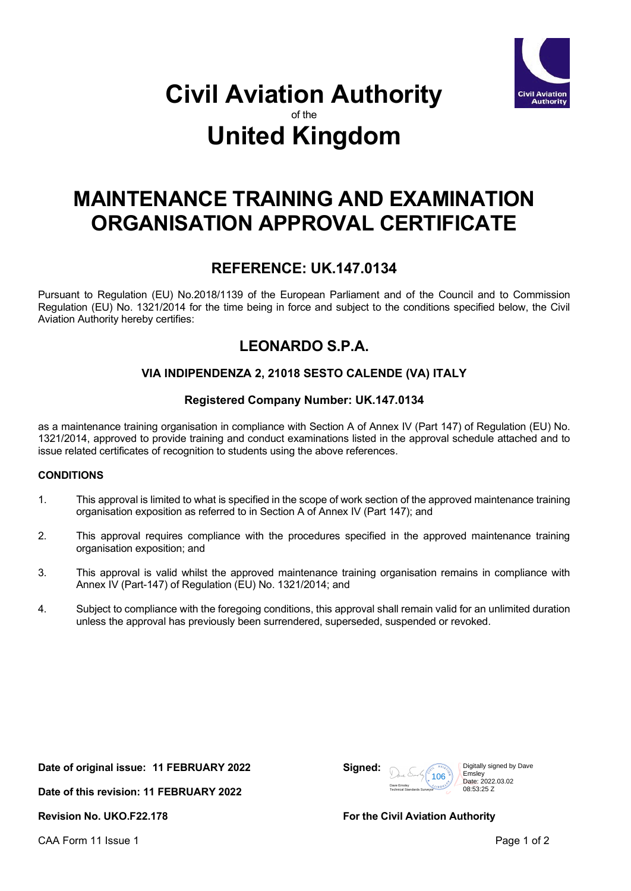# Civil Aviation Authority

of the

# United Kingdom

# MAINTENANCE TRAINING AND EXAMINATION ORGANISATION APPROVAL CERTIFICATE

## REFERENCE: UK.147.0134

Pursuant to Regulation (EU) No.2018/1139 of the European Parliament and of the Council and to Commission Regulation (EU) No. 1321/2014 for the time being in force and subject to the conditions specified below, the Civil Aviation Authority hereby certifies:

## LEONARDO S.P.A.

### VIA INDIPENDENZA 2, 21018 SESTO CALENDE (VA) ITALY

### Registered Company Number: UK.147.0134

as a maintenance training organisation in compliance with Section A of Annex IV (Part 147) of Regulation (EU) No. 1321/2014, approved to provide training and conduct examinations listed in the approval schedule attached and to issue related certificates of recognition to students using the above references.

**CONDITIONS**

1. This approval is limited to what is specified in the scope of work section of the approved maintenance training organisation exposition as referred to in Section A of Annex IV (Part 147); and
2. This approval requires compliance with the procedures specified in the approved maintenance training organisation exposition; and
3. This approval is valid whilst the approved maintenance training organisation remains in compliance with Annex IV (Part-147) of Regulation (EU) No. 1321/2014; and
4. Subject to compliance with the foregoing conditions, this approval shall remain valid for an unlimited duration unless the approval has previously been surrendered, superseded, suspended or revoked.

**Date of original issue: 11 FEBRUARY 2022**

**Date of this revision: 11 FEBRUARY 2022**

**Revision No. UKO.F22.178**

**Signed:** Dave Emsley, Technical Standards Surveyor, 106 — Digitally signed by Dave Emsley Date: 2022.03.02 08:53:25 Z

**For the Civil Aviation Authority**

CAA Form 11 Issue 1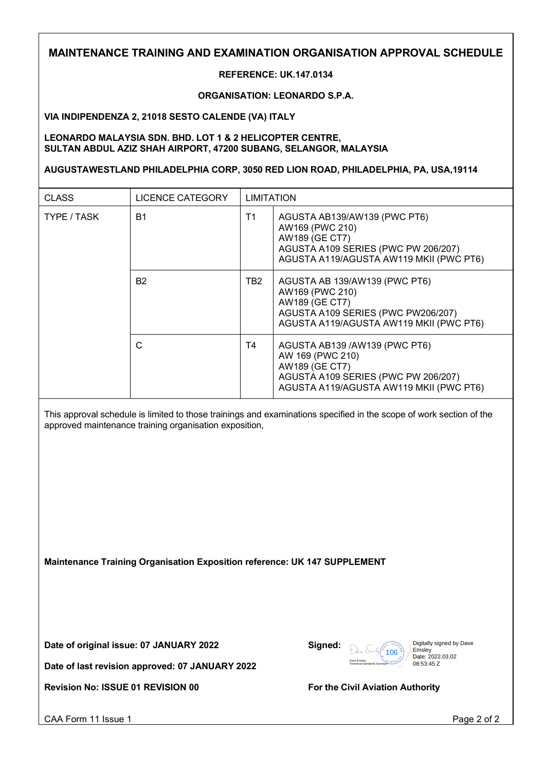# MAINTENANCE TRAINING AND EXAMINATION ORGANISATION APPROVAL SCHEDULE

**REFERENCE: UK.147.0134**

**ORGANISATION: LEONARDO S.P.A.**

**VIA INDIPENDENZA 2, 21018 SESTO CALENDE (VA) ITALY**

**LEONARDO MALAYSIA SDN. BHD. LOT 1 & 2 HELICOPTER CENTRE, SULTAN ABDUL AZIZ SHAH AIRPORT, 47200 SUBANG, SELANGOR, MALAYSIA**

**AUGUSTAWESTLAND PHILADELPHIA CORP, 3050 RED LION ROAD, PHILADELPHIA, PA, USA,19114**

| CLASS | LICENCE CATEGORY | LIMITATION | |
|---|---|---|---|
| TYPE / TASK | B1 | T1 | AGUSTA AB139/AW139 (PWC PT6)<br>AW169 (PWC 210)<br>AW189 (GE CT7)<br>AGUSTA A109 SERIES (PWC PW 206/207)<br>AGUSTA A119/AGUSTA AW119 MKII (PWC PT6) |
| | B2 | TB2 | AGUSTA AB 139/AW139 (PWC PT6)<br>AW169 (PWC 210)<br>AW189 (GE CT7)<br>AGUSTA A109 SERIES (PWC PW206/207)<br>AGUSTA A119/AGUSTA AW119 MKII (PWC PT6) |
| | C | T4 | AGUSTA AB139 /AW139 (PWC PT6)<br>AW 169 (PWC 210)<br>AW189 (GE CT7)<br>AGUSTA A109 SERIES (PWC PW 206/207)<br>AGUSTA A119/AGUSTA AW119 MKII (PWC PT6) |

This approval schedule is limited to those trainings and examinations specified in the scope of work section of the approved maintenance training organisation exposition,

**Maintenance Training Organisation Exposition reference: UK 147 SUPPLEMENT**

**Date of original issue: 07 JANUARY 2022**

**Date of last revision approved: 07 JANUARY 2022**

**Revision No: ISSUE 01 REVISION 00**

**Signed:** Dave Emsley, Technical Standards Surveyor, 106

Digitally signed by Dave Emsley
Date: 2022.03.02 08:53:45 Z

**For the Civil Aviation Authority**

CAA Form 11 Issue 1